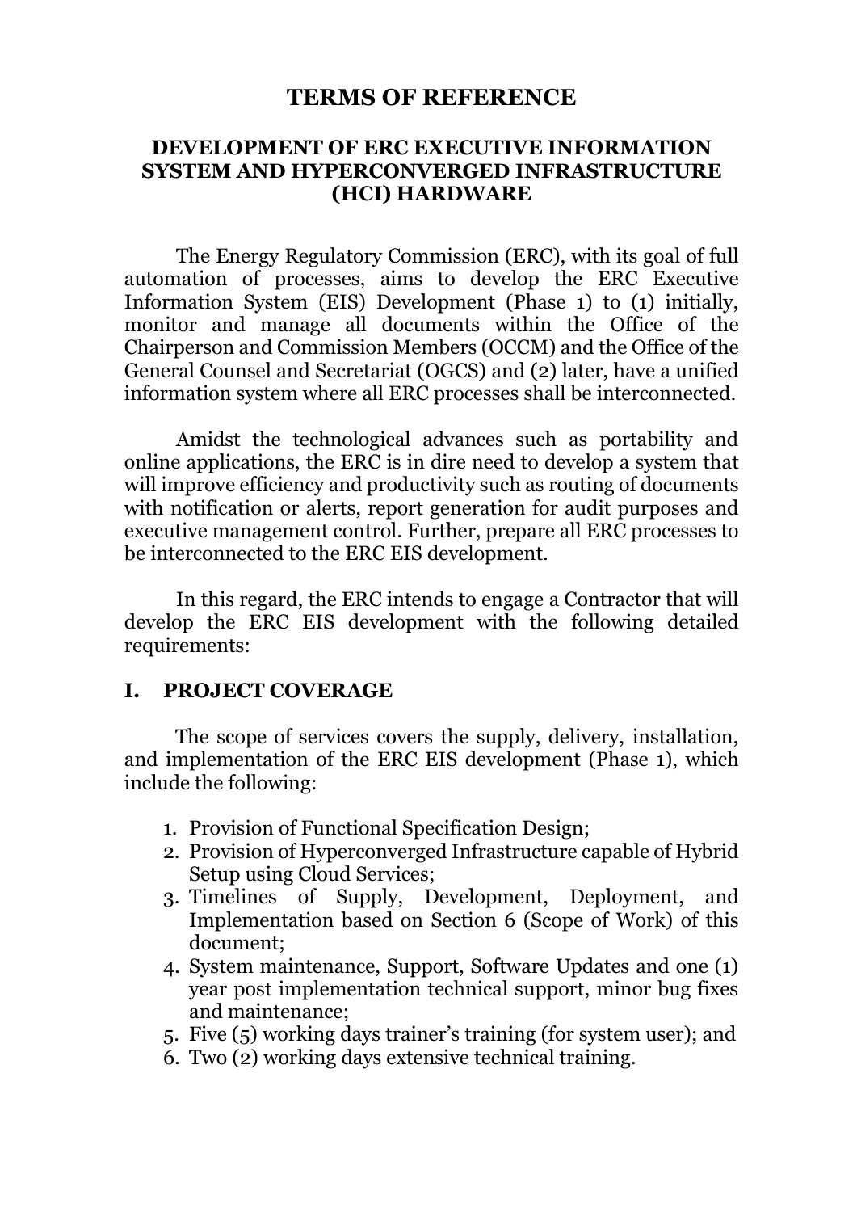# TERMS OF REFERENCE

## DEVELOPMENT OF ERC EXECUTIVE INFORMATION SYSTEM AND HYPERCONVERGED INFRASTRUCTURE (HCI) HARDWARE

The Energy Regulatory Commission (ERC), with its goal of full automation of processes, aims to develop the ERC Executive Information System (EIS) Development (Phase 1) to (1) initially, monitor and manage all documents within the Office of the Chairperson and Commission Members (OCCM) and the Office of the General Counsel and Secretariat (OGCS) and (2) later, have a unified information system where all ERC processes shall be interconnected.

Amidst the technological advances such as portability and online applications, the ERC is in dire need to develop a system that will improve efficiency and productivity such as routing of documents with notification or alerts, report generation for audit purposes and executive management control. Further, prepare all ERC processes to be interconnected to the ERC EIS development.

In this regard, the ERC intends to engage a Contractor that will develop the ERC EIS development with the following detailed requirements:

## I. PROJECT COVERAGE

The scope of services covers the supply, delivery, installation, and implementation of the ERC EIS development (Phase 1), which include the following:

1. Provision of Functional Specification Design;
2. Provision of Hyperconverged Infrastructure capable of Hybrid Setup using Cloud Services;
3. Timelines of Supply, Development, Deployment, and Implementation based on Section 6 (Scope of Work) of this document;
4. System maintenance, Support, Software Updates and one (1) year post implementation technical support, minor bug fixes and maintenance;
5. Five (5) working days trainer's training (for system user); and
6. Two (2) working days extensive technical training.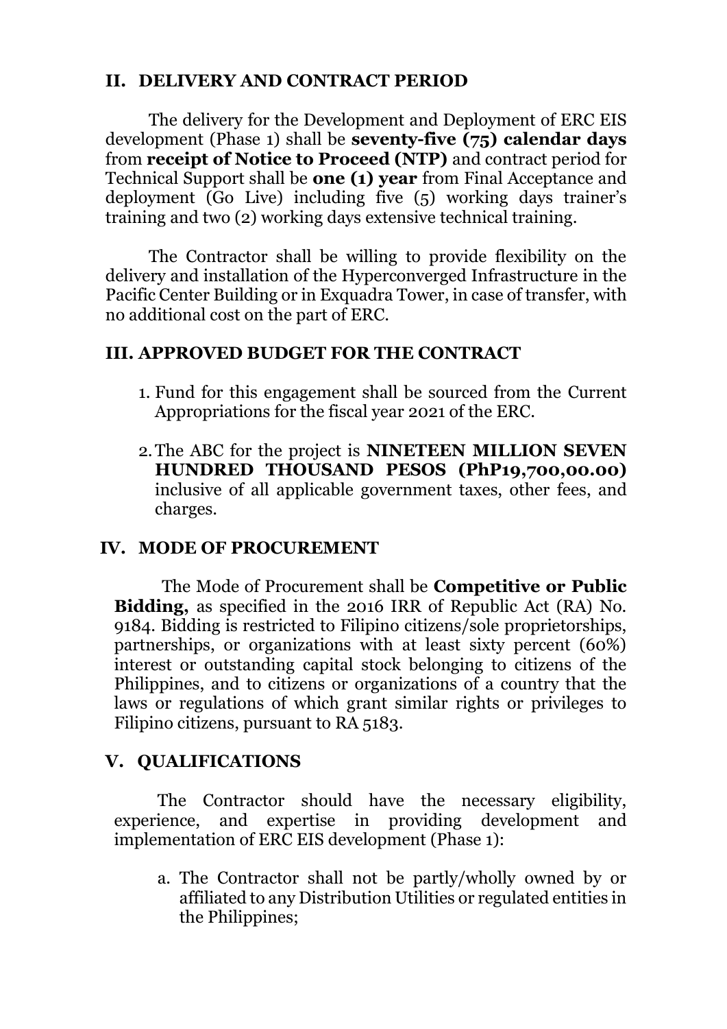## II. DELIVERY AND CONTRACT PERIOD

The delivery for the Development and Deployment of ERC EIS development (Phase 1) shall be **seventy-five (75) calendar days** from **receipt of Notice to Proceed (NTP)** and contract period for Technical Support shall be **one (1) year** from Final Acceptance and deployment (Go Live) including five (5) working days trainer's training and two (2) working days extensive technical training.

The Contractor shall be willing to provide flexibility on the delivery and installation of the Hyperconverged Infrastructure in the Pacific Center Building or in Exquadra Tower, in case of transfer, with no additional cost on the part of ERC.

## III. APPROVED BUDGET FOR THE CONTRACT

1. Fund for this engagement shall be sourced from the Current Appropriations for the fiscal year 2021 of the ERC.
2. The ABC for the project is **NINETEEN MILLION SEVEN HUNDRED THOUSAND PESOS (PhP19,700,00.00)** inclusive of all applicable government taxes, other fees, and charges.

## IV. MODE OF PROCUREMENT

The Mode of Procurement shall be **Competitive or Public Bidding,** as specified in the 2016 IRR of Republic Act (RA) No. 9184. Bidding is restricted to Filipino citizens/sole proprietorships, partnerships, or organizations with at least sixty percent (60%) interest or outstanding capital stock belonging to citizens of the Philippines, and to citizens or organizations of a country that the laws or regulations of which grant similar rights or privileges to Filipino citizens, pursuant to RA 5183.

## V. QUALIFICATIONS

The Contractor should have the necessary eligibility, experience, and expertise in providing development and implementation of ERC EIS development (Phase 1):

a. The Contractor shall not be partly/wholly owned by or affiliated to any Distribution Utilities or regulated entities in the Philippines;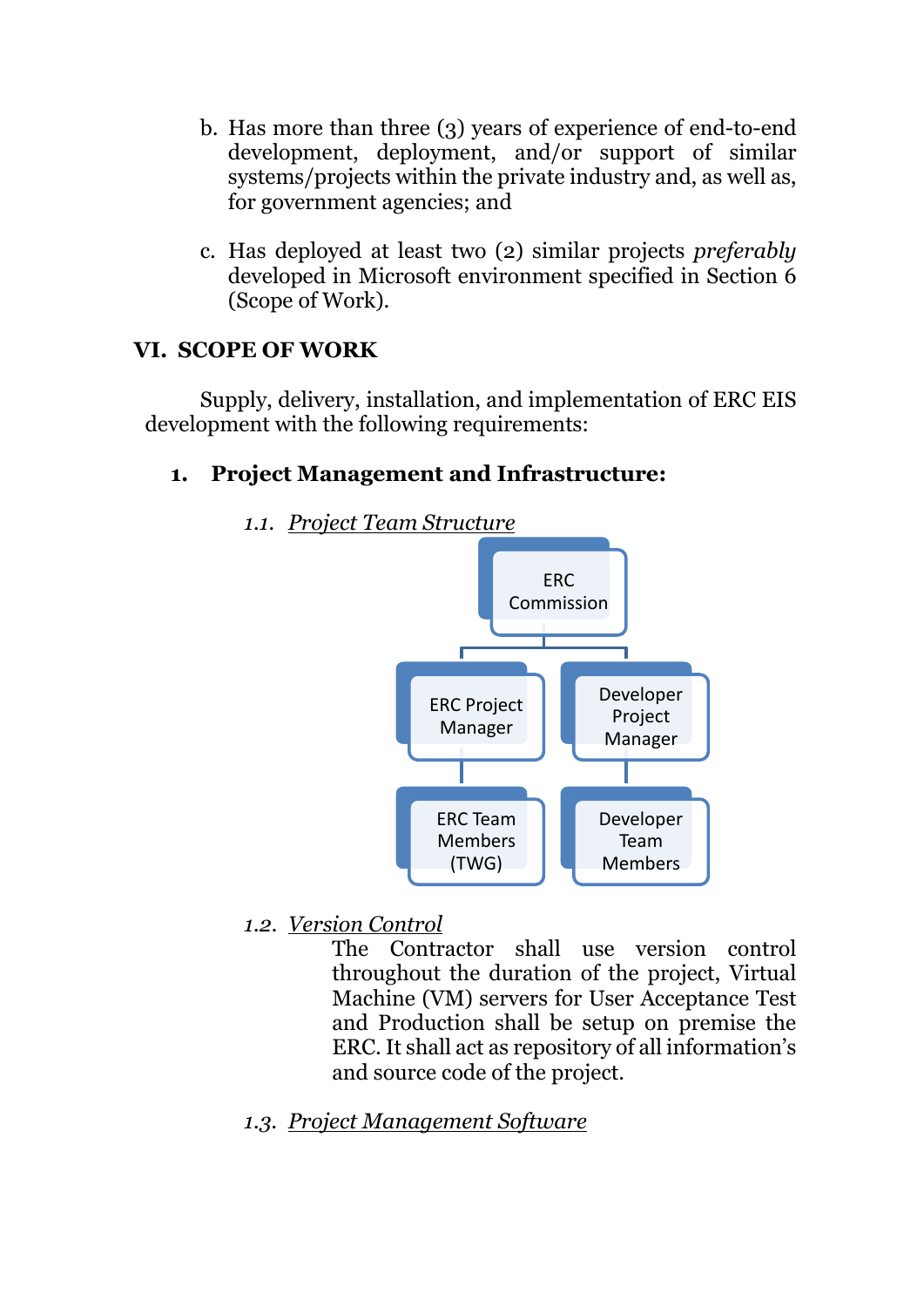b. Has more than three (3) years of experience of end-to-end development, deployment, and/or support of similar systems/projects within the private industry and, as well as, for government agencies; and

c. Has deployed at least two (2) similar projects *preferably* developed in Microsoft environment specified in Section 6 (Scope of Work).

## VI. SCOPE OF WORK

Supply, delivery, installation, and implementation of ERC EIS development with the following requirements:

### 1. Project Management and Infrastructure:

1.1. *Project Team Structure*

ERC Commission

ERC Project Manager | Developer Project Manager

ERC Team Members (TWG) | Developer Team Members

1.2. *Version Control*

The Contractor shall use version control throughout the duration of the project, Virtual Machine (VM) servers for User Acceptance Test and Production shall be setup on premise the ERC. It shall act as repository of all information's and source code of the project.

1.3. *Project Management Software*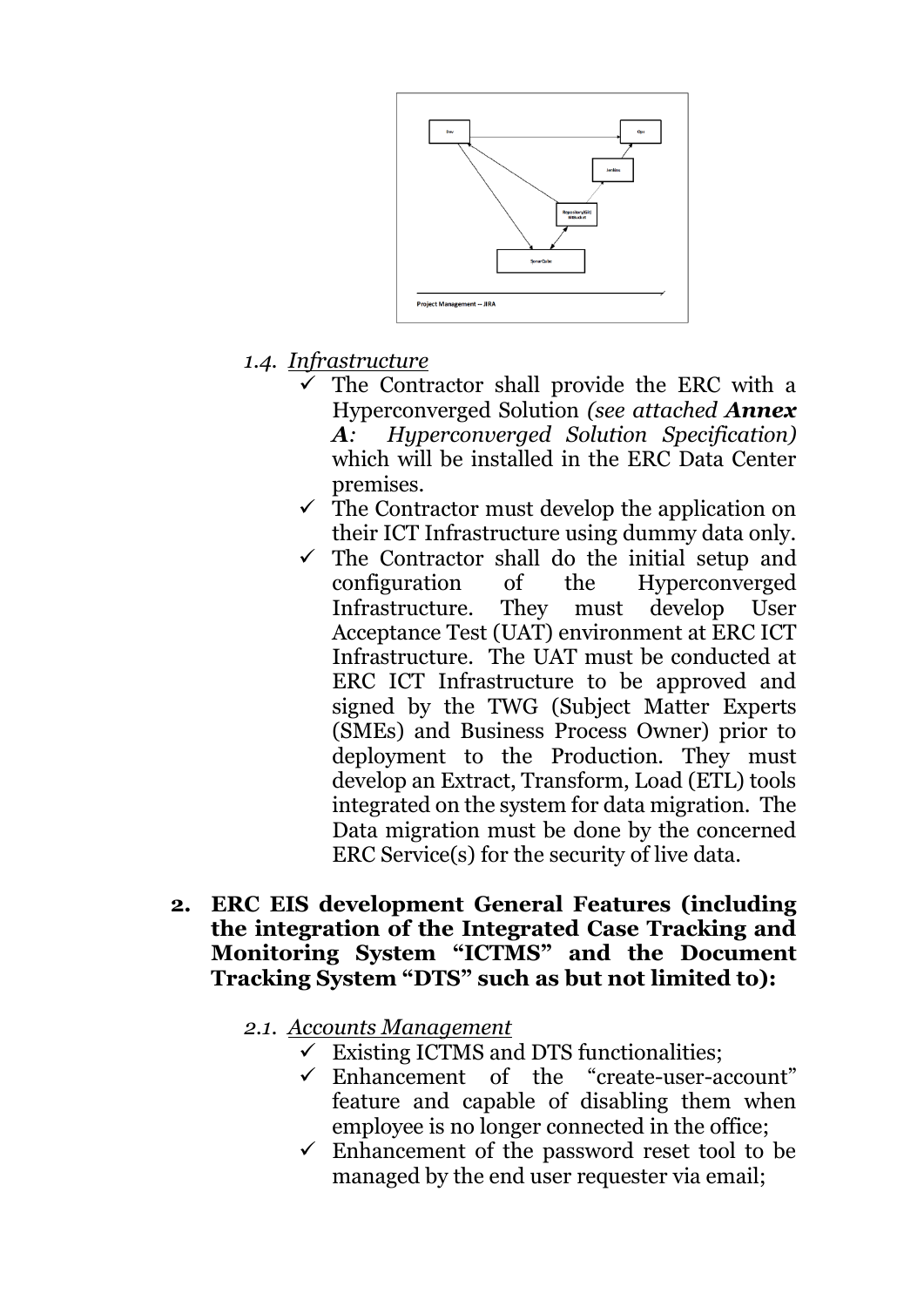Dev

Ops

Jenkins

Repository(Git) Bitbucket

SonarQube

Project Management -- JIRA

1.4. *Infrastructure*

- ✓ The Contractor shall provide the ERC with a Hyperconverged Solution *(see attached **Annex A**: Hyperconverged Solution Specification)* which will be installed in the ERC Data Center premises.
- ✓ The Contractor must develop the application on their ICT Infrastructure using dummy data only.
- ✓ The Contractor shall do the initial setup and configuration of the Hyperconverged Infrastructure. They must develop User Acceptance Test (UAT) environment at ERC ICT Infrastructure. The UAT must be conducted at ERC ICT Infrastructure to be approved and signed by the TWG (Subject Matter Experts (SMEs) and Business Process Owner) prior to deployment to the Production. They must develop an Extract, Transform, Load (ETL) tools integrated on the system for data migration. The Data migration must be done by the concerned ERC Service(s) for the security of live data.

**2. ERC EIS development General Features (including the integration of the Integrated Case Tracking and Monitoring System "ICTMS" and the Document Tracking System "DTS" such as but not limited to):**

2.1. *Accounts Management*

- ✓ Existing ICTMS and DTS functionalities;
- ✓ Enhancement of the "create-user-account" feature and capable of disabling them when employee is no longer connected in the office;
- ✓ Enhancement of the password reset tool to be managed by the end user requester via email;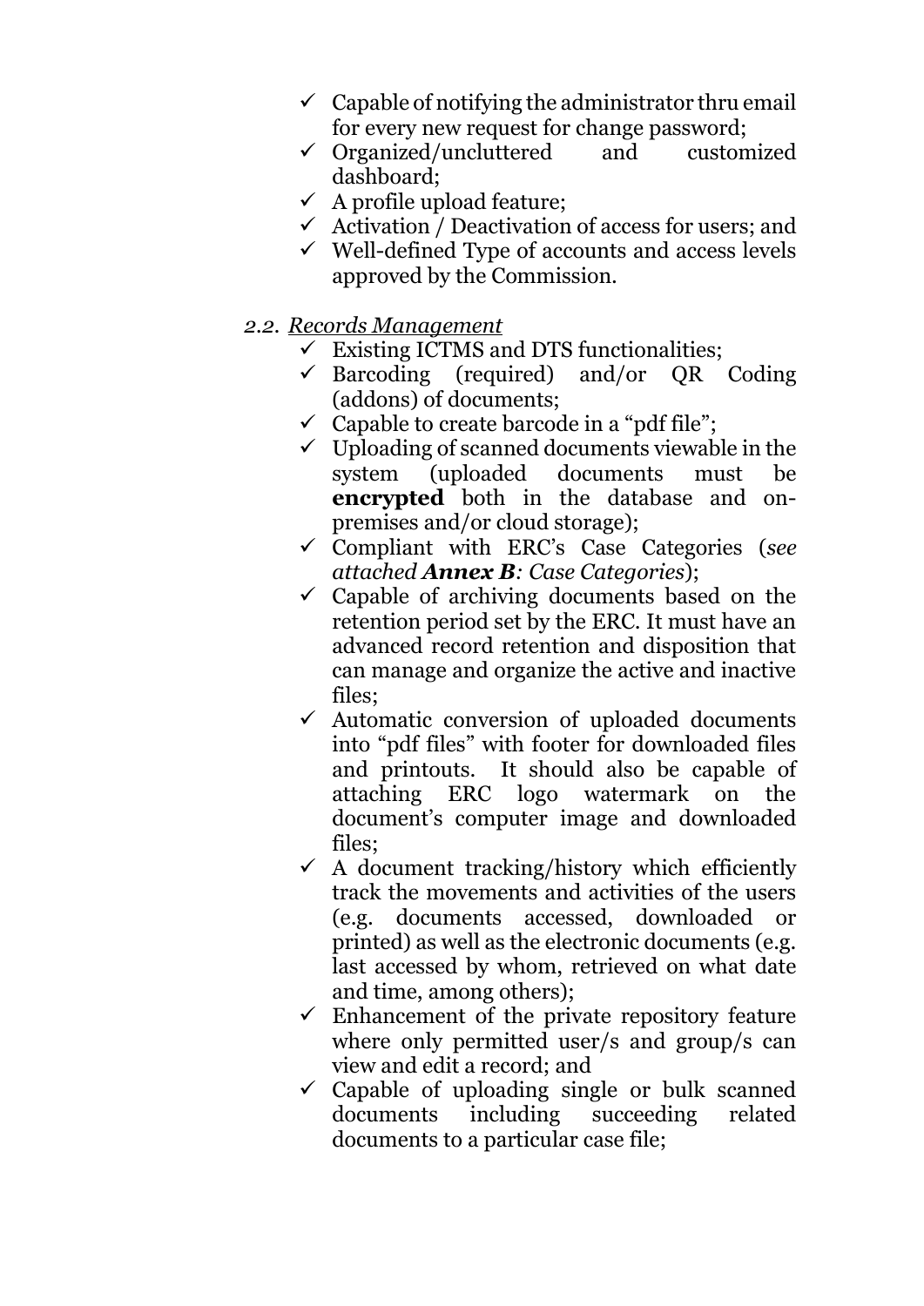- ✓ Capable of notifying the administrator thru email for every new request for change password;
- ✓ Organized/uncluttered and customized dashboard;
- ✓ A profile upload feature;
- ✓ Activation / Deactivation of access for users; and
- ✓ Well-defined Type of accounts and access levels approved by the Commission.

*2.2. <u>Records Management</u>*

- ✓ Existing ICTMS and DTS functionalities;
- ✓ Barcoding (required) and/or QR Coding (addons) of documents;
- ✓ Capable to create barcode in a "pdf file";
- ✓ Uploading of scanned documents viewable in the system (uploaded documents must be **encrypted** both in the database and on-premises and/or cloud storage);
- ✓ Compliant with ERC's Case Categories (*see attached **Annex B**: Case Categories*);
- ✓ Capable of archiving documents based on the retention period set by the ERC. It must have an advanced record retention and disposition that can manage and organize the active and inactive files;
- ✓ Automatic conversion of uploaded documents into "pdf files" with footer for downloaded files and printouts. It should also be capable of attaching ERC logo watermark on the document's computer image and downloaded files;
- ✓ A document tracking/history which efficiently track the movements and activities of the users (e.g. documents accessed, downloaded or printed) as well as the electronic documents (e.g. last accessed by whom, retrieved on what date and time, among others);
- ✓ Enhancement of the private repository feature where only permitted user/s and group/s can view and edit a record; and
- ✓ Capable of uploading single or bulk scanned documents including succeeding related documents to a particular case file;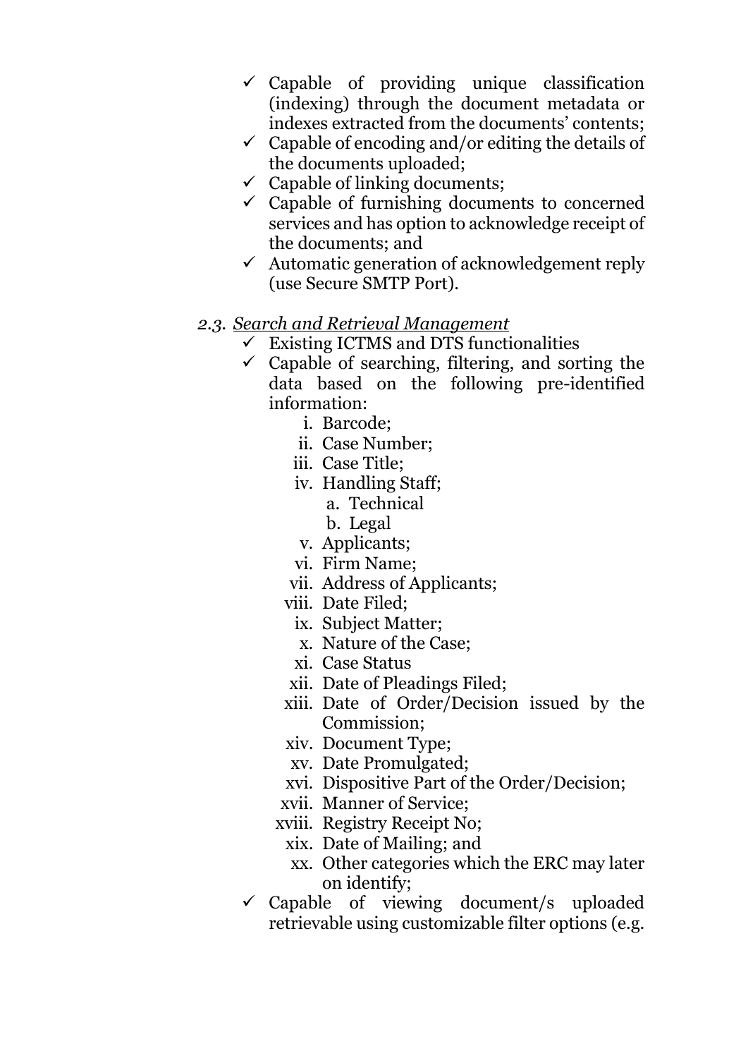- ✓ Capable of providing unique classification (indexing) through the document metadata or indexes extracted from the documents' contents;
- ✓ Capable of encoding and/or editing the details of the documents uploaded;
- ✓ Capable of linking documents;
- ✓ Capable of furnishing documents to concerned services and has option to acknowledge receipt of the documents; and
- ✓ Automatic generation of acknowledgement reply (use Secure SMTP Port).

*2.3. <u>Search and Retrieval Management</u>*

- ✓ Existing ICTMS and DTS functionalities
- ✓ Capable of searching, filtering, and sorting the data based on the following pre-identified information:
  - i. Barcode;
  - ii. Case Number;
  - iii. Case Title;
  - iv. Handling Staff;
    - a. Technical
    - b. Legal
  - v. Applicants;
  - vi. Firm Name;
  - vii. Address of Applicants;
  - viii. Date Filed;
  - ix. Subject Matter;
  - x. Nature of the Case;
  - xi. Case Status
  - xii. Date of Pleadings Filed;
  - xiii. Date of Order/Decision issued by the Commission;
  - xiv. Document Type;
  - xv. Date Promulgated;
  - xvi. Dispositive Part of the Order/Decision;
  - xvii. Manner of Service;
  - xviii. Registry Receipt No;
  - xix. Date of Mailing; and
  - xx. Other categories which the ERC may later on identify;
- ✓ Capable of viewing document/s uploaded retrievable using customizable filter options (e.g.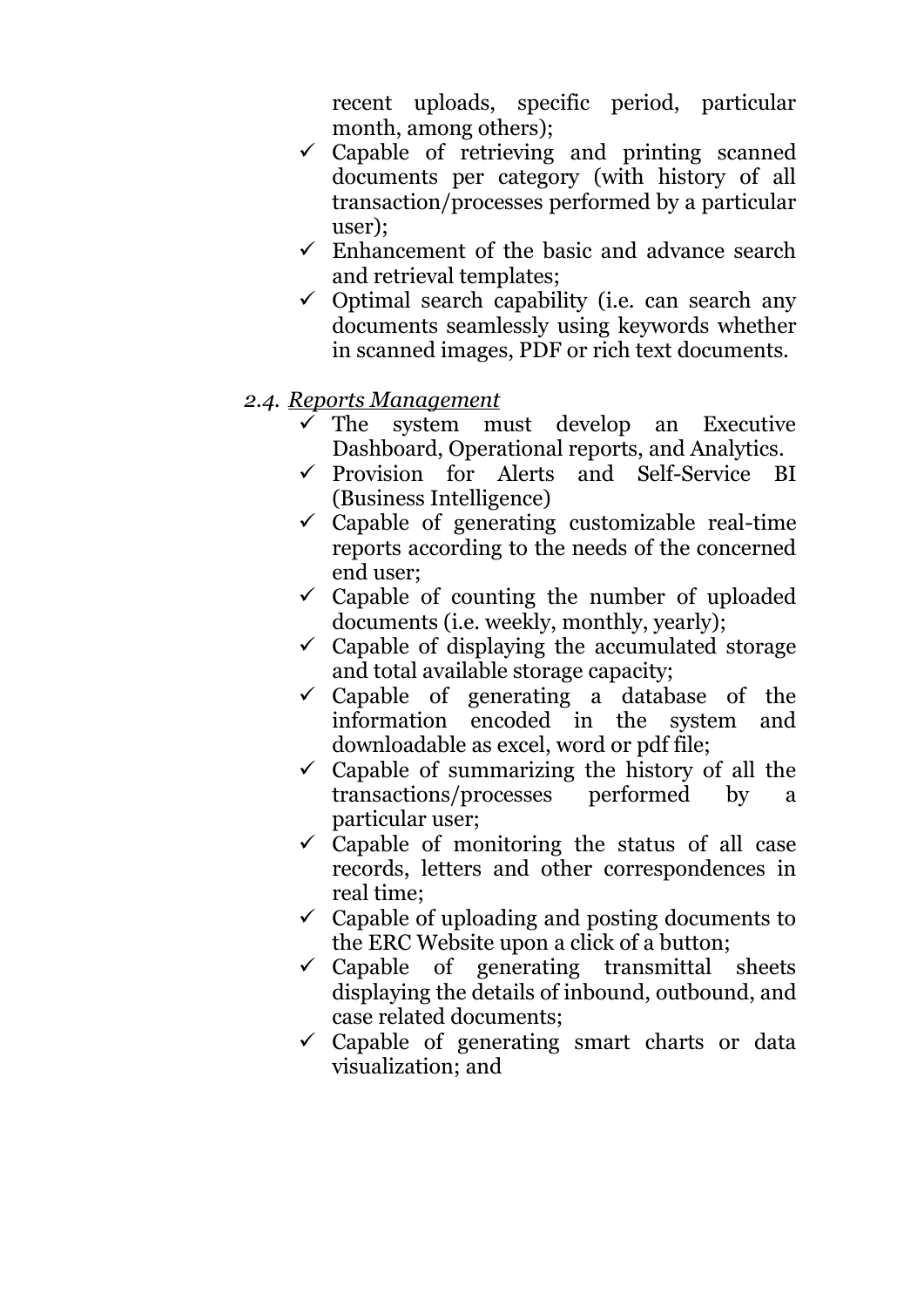recent uploads, specific period, particular month, among others);

- ✓ Capable of retrieving and printing scanned documents per category (with history of all transaction/processes performed by a particular user);
- ✓ Enhancement of the basic and advance search and retrieval templates;
- ✓ Optimal search capability (i.e. can search any documents seamlessly using keywords whether in scanned images, PDF or rich text documents.

*2.4. <u>Reports Management</u>*

- ✓ The system must develop an Executive Dashboard, Operational reports, and Analytics.
- ✓ Provision for Alerts and Self-Service BI (Business Intelligence)
- ✓ Capable of generating customizable real-time reports according to the needs of the concerned end user;
- ✓ Capable of counting the number of uploaded documents (i.e. weekly, monthly, yearly);
- ✓ Capable of displaying the accumulated storage and total available storage capacity;
- ✓ Capable of generating a database of the information encoded in the system and downloadable as excel, word or pdf file;
- ✓ Capable of summarizing the history of all the transactions/processes performed by a particular user;
- ✓ Capable of monitoring the status of all case records, letters and other correspondences in real time;
- ✓ Capable of uploading and posting documents to the ERC Website upon a click of a button;
- ✓ Capable of generating transmittal sheets displaying the details of inbound, outbound, and case related documents;
- ✓ Capable of generating smart charts or data visualization; and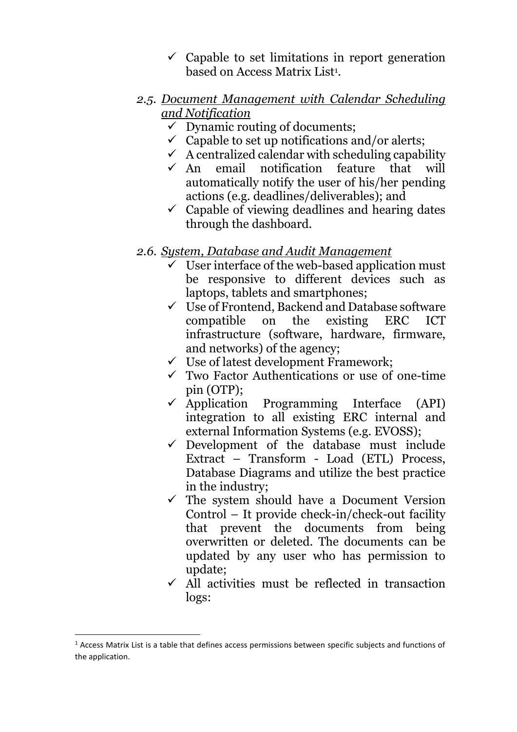- ✓ Capable to set limitations in report generation based on Access Matrix List[1].

*2.5. <u>Document Management with Calendar Scheduling and Notification</u>*

- ✓ Dynamic routing of documents;
- ✓ Capable to set up notifications and/or alerts;
- ✓ A centralized calendar with scheduling capability
- ✓ An email notification feature that will automatically notify the user of his/her pending actions (e.g. deadlines/deliverables); and
- ✓ Capable of viewing deadlines and hearing dates through the dashboard.

*2.6. <u>System, Database and Audit Management</u>*

- ✓ User interface of the web-based application must be responsive to different devices such as laptops, tablets and smartphones;
- ✓ Use of Frontend, Backend and Database software compatible on the existing ERC ICT infrastructure (software, hardware, firmware, and networks) of the agency;
- ✓ Use of latest development Framework;
- ✓ Two Factor Authentications or use of one-time pin (OTP);
- ✓ Application Programming Interface (API) integration to all existing ERC internal and external Information Systems (e.g. EVOSS);
- ✓ Development of the database must include Extract – Transform - Load (ETL) Process, Database Diagrams and utilize the best practice in the industry;
- ✓ The system should have a Document Version Control – It provide check-in/check-out facility that prevent the documents from being overwritten or deleted. The documents can be updated by any user who has permission to update;
- ✓ All activities must be reflected in transaction logs:

---

[1] Access Matrix List is a table that defines access permissions between specific subjects and functions of the application.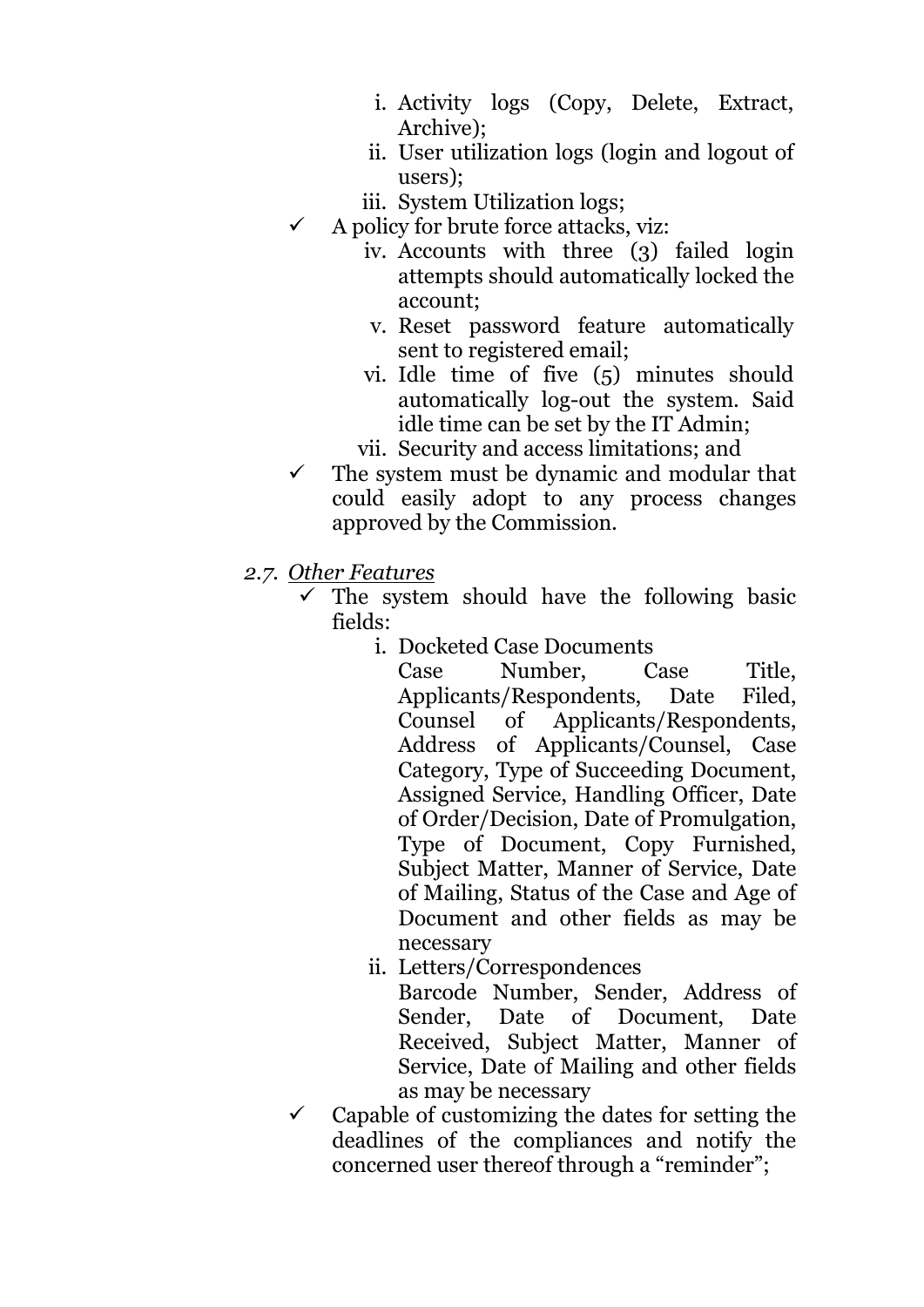i. Activity logs (Copy, Delete, Extract, Archive);
ii. User utilization logs (login and logout of users);
iii. System Utilization logs;

- ✓ A policy for brute force attacks, viz:
  iv. Accounts with three (3) failed login attempts should automatically locked the account;
  v. Reset password feature automatically sent to registered email;
  vi. Idle time of five (5) minutes should automatically log-out the system. Said idle time can be set by the IT Admin;
  vii. Security and access limitations; and
- ✓ The system must be dynamic and modular that could easily adopt to any process changes approved by the Commission.

*2.7. <u>Other Features</u>*

- ✓ The system should have the following basic fields:
  i. Docketed Case Documents
     Case Number, Case Title, Applicants/Respondents, Date Filed, Counsel of Applicants/Respondents, Address of Applicants/Counsel, Case Category, Type of Succeeding Document, Assigned Service, Handling Officer, Date of Order/Decision, Date of Promulgation, Type of Document, Copy Furnished, Subject Matter, Manner of Service, Date of Mailing, Status of the Case and Age of Document and other fields as may be necessary
  ii. Letters/Correspondences
     Barcode Number, Sender, Address of Sender, Date of Document, Date Received, Subject Matter, Manner of Service, Date of Mailing and other fields as may be necessary
- ✓ Capable of customizing the dates for setting the deadlines of the compliances and notify the concerned user thereof through a "reminder";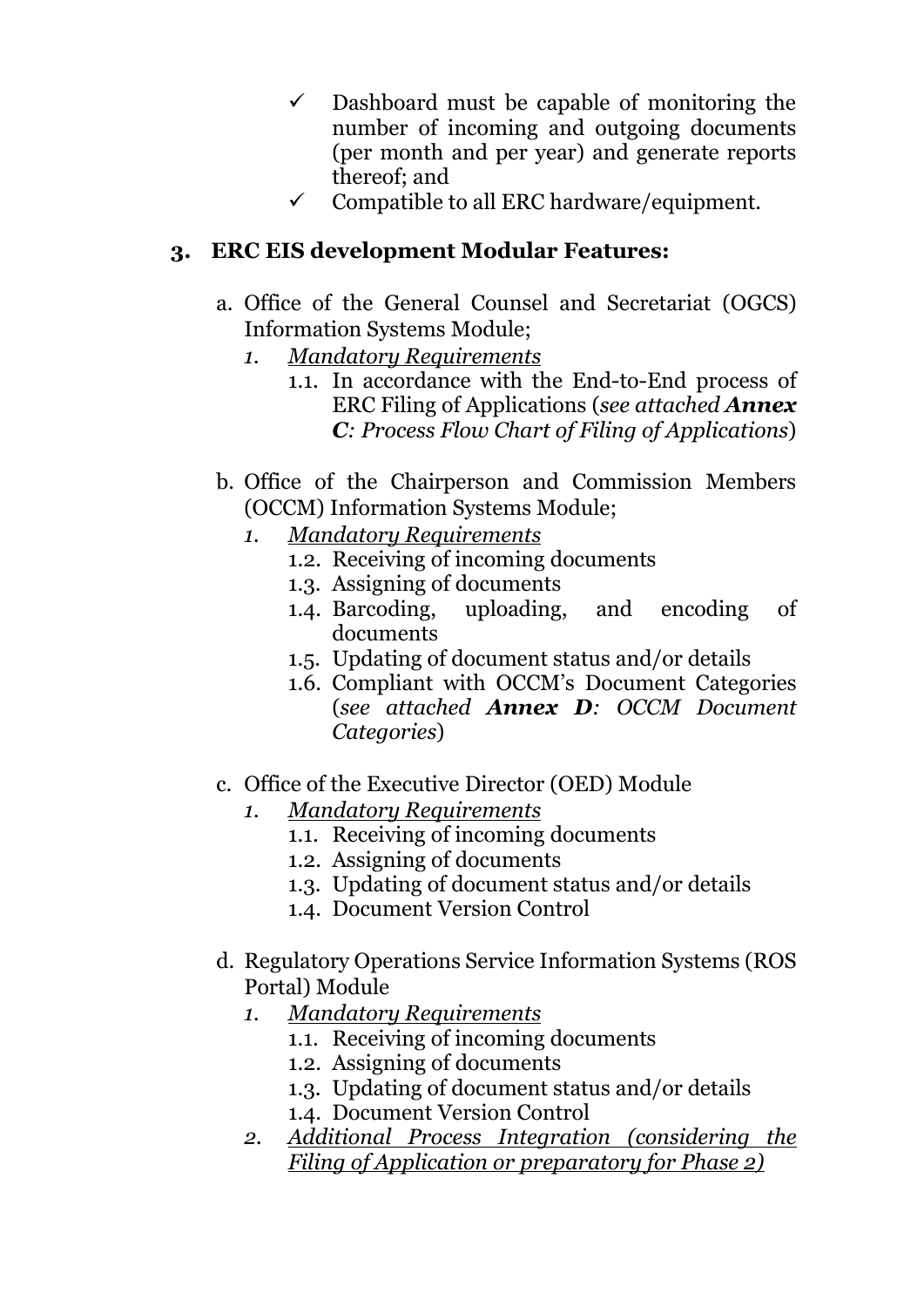- ✓ Dashboard must be capable of monitoring the number of incoming and outgoing documents (per month and per year) and generate reports thereof; and
- ✓ Compatible to all ERC hardware/equipment.

**3. ERC EIS development Modular Features:**

a. Office of the General Counsel and Secretariat (OGCS) Information Systems Module;

*1. <u>Mandatory Requirements</u>*

1.1. In accordance with the End-to-End process of ERC Filing of Applications (*see attached* ***Annex C****: Process Flow Chart of Filing of Applications*)

b. Office of the Chairperson and Commission Members (OCCM) Information Systems Module;

*1. <u>Mandatory Requirements</u>*

1.2. Receiving of incoming documents

1.3. Assigning of documents

1.4. Barcoding, uploading, and encoding of documents

1.5. Updating of document status and/or details

1.6. Compliant with OCCM's Document Categories (*see attached* ***Annex D****: OCCM Document Categories*)

c. Office of the Executive Director (OED) Module

*1. <u>Mandatory Requirements</u>*

1.1. Receiving of incoming documents

1.2. Assigning of documents

1.3. Updating of document status and/or details

1.4. Document Version Control

d. Regulatory Operations Service Information Systems (ROS Portal) Module

*1. <u>Mandatory Requirements</u>*

1.1. Receiving of incoming documents

1.2. Assigning of documents

1.3. Updating of document status and/or details

1.4. Document Version Control

*2. <u>Additional Process Integration (considering the Filing of Application or preparatory for Phase 2)</u>*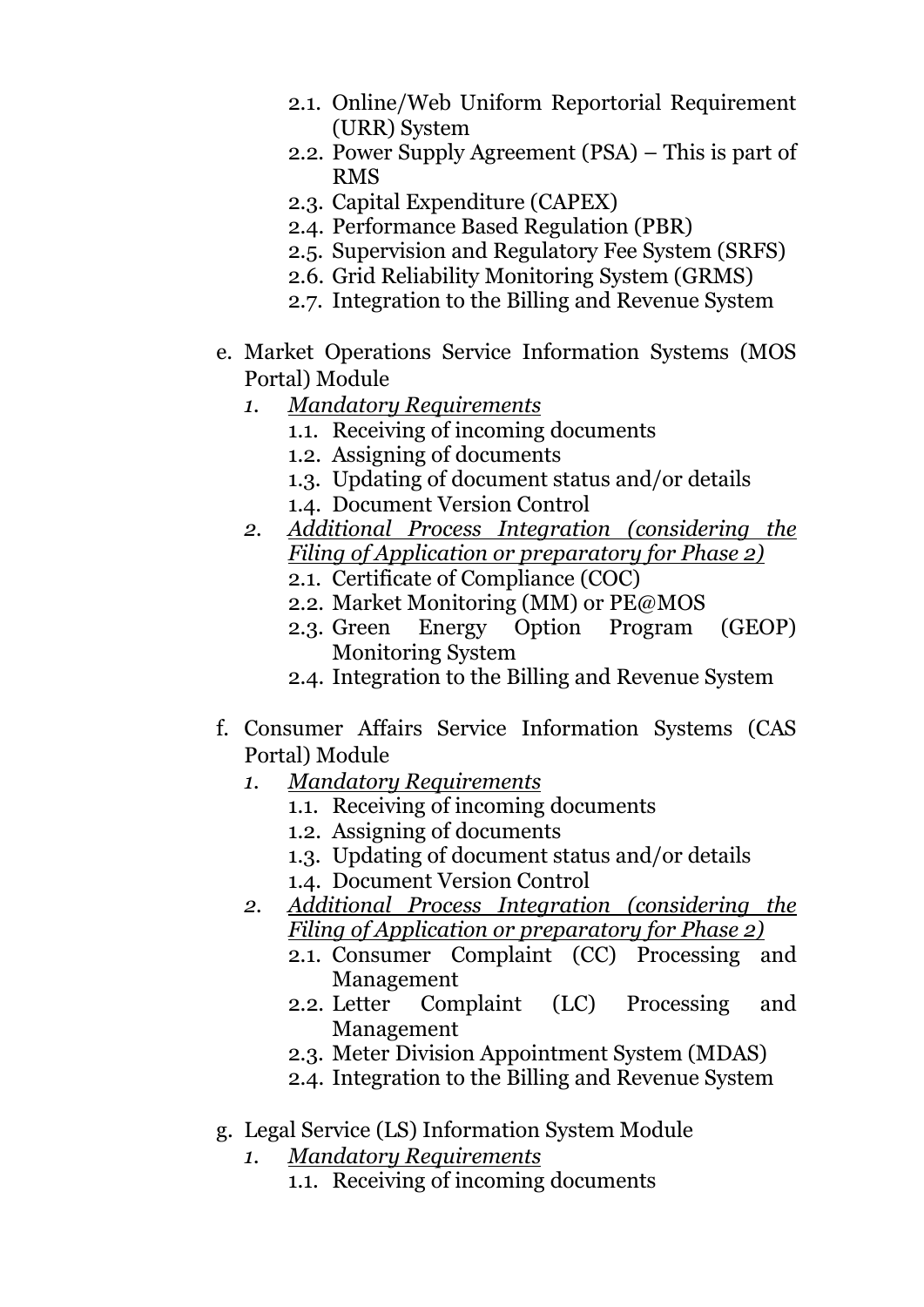- 2.1. Online/Web Uniform Reportorial Requirement (URR) System
   - 2.2. Power Supply Agreement (PSA) – This is part of RMS
   - 2.3. Capital Expenditure (CAPEX)
   - 2.4. Performance Based Regulation (PBR)
   - 2.5. Supervision and Regulatory Fee System (SRFS)
   - 2.6. Grid Reliability Monitoring System (GRMS)
   - 2.7. Integration to the Billing and Revenue System

e. Market Operations Service Information Systems (MOS Portal) Module

   *1. <u>Mandatory Requirements</u>*
   - 1.1. Receiving of incoming documents
   - 1.2. Assigning of documents
   - 1.3. Updating of document status and/or details
   - 1.4. Document Version Control

   *2. <u>Additional Process Integration (considering the Filing of Application or preparatory for Phase 2)</u>*
   - 2.1. Certificate of Compliance (COC)
   - 2.2. Market Monitoring (MM) or PE@MOS
   - 2.3. Green Energy Option Program (GEOP) Monitoring System
   - 2.4. Integration to the Billing and Revenue System

f. Consumer Affairs Service Information Systems (CAS Portal) Module

   *1. <u>Mandatory Requirements</u>*
   - 1.1. Receiving of incoming documents
   - 1.2. Assigning of documents
   - 1.3. Updating of document status and/or details
   - 1.4. Document Version Control

   *2. <u>Additional Process Integration (considering the Filing of Application or preparatory for Phase 2)</u>*
   - 2.1. Consumer Complaint (CC) Processing and Management
   - 2.2. Letter Complaint (LC) Processing and Management
   - 2.3. Meter Division Appointment System (MDAS)
   - 2.4. Integration to the Billing and Revenue System

g. Legal Service (LS) Information System Module

   *1. <u>Mandatory Requirements</u>*
   - 1.1. Receiving of incoming documents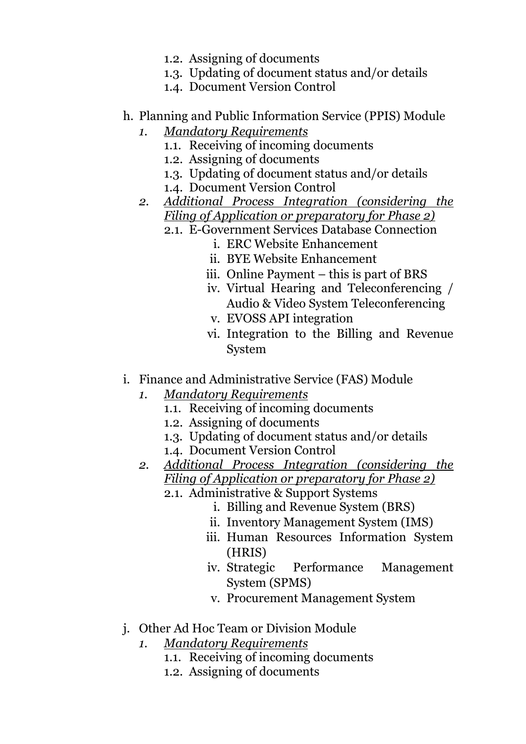1.2. Assigning of documents
   1.3. Updating of document status and/or details
   1.4. Document Version Control

h. Planning and Public Information Service (PPIS) Module
   1. *Mandatory Requirements*
      1.1. Receiving of incoming documents
      1.2. Assigning of documents
      1.3. Updating of document status and/or details
      1.4. Document Version Control
   2. *Additional Process Integration (considering the Filing of Application or preparatory for Phase 2)*
      2.1. E-Government Services Database Connection
         i. ERC Website Enhancement
         ii. BYE Website Enhancement
         iii. Online Payment – this is part of BRS
         iv. Virtual Hearing and Teleconferencing / Audio & Video System Teleconferencing
         v. EVOSS API integration
         vi. Integration to the Billing and Revenue System

i. Finance and Administrative Service (FAS) Module
   1. *Mandatory Requirements*
      1.1. Receiving of incoming documents
      1.2. Assigning of documents
      1.3. Updating of document status and/or details
      1.4. Document Version Control
   2. *Additional Process Integration (considering the Filing of Application or preparatory for Phase 2)*
      2.1. Administrative & Support Systems
         i. Billing and Revenue System (BRS)
         ii. Inventory Management System (IMS)
         iii. Human Resources Information System (HRIS)
         iv. Strategic Performance Management System (SPMS)
         v. Procurement Management System

j. Other Ad Hoc Team or Division Module
   1. *Mandatory Requirements*
      1.1. Receiving of incoming documents
      1.2. Assigning of documents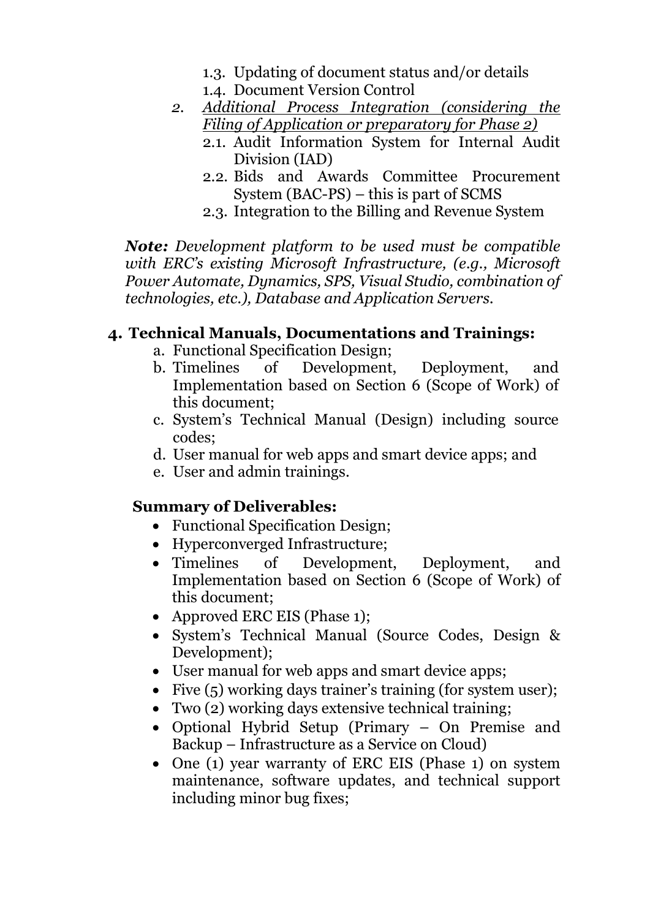1.3. Updating of document status and/or details
1.4. Document Version Control

2. *Additional Process Integration (considering the Filing of Application or preparatory for Phase 2)*
   2.1. Audit Information System for Internal Audit Division (IAD)
   2.2. Bids and Awards Committee Procurement System (BAC-PS) – this is part of SCMS
   2.3. Integration to the Billing and Revenue System

***Note:*** *Development platform to be used must be compatible with ERC's existing Microsoft Infrastructure, (e.g., Microsoft Power Automate, Dynamics, SPS, Visual Studio, combination of technologies, etc.), Database and Application Servers.*

**4. Technical Manuals, Documentations and Trainings:**

a. Functional Specification Design;
b. Timelines of Development, Deployment, and Implementation based on Section 6 (Scope of Work) of this document;
c. System's Technical Manual (Design) including source codes;
d. User manual for web apps and smart device apps; and
e. User and admin trainings.

**Summary of Deliverables:**

- Functional Specification Design;
- Hyperconverged Infrastructure;
- Timelines of Development, Deployment, and Implementation based on Section 6 (Scope of Work) of this document;
- Approved ERC EIS (Phase 1);
- System's Technical Manual (Source Codes, Design & Development);
- User manual for web apps and smart device apps;
- Five (5) working days trainer's training (for system user);
- Two (2) working days extensive technical training;
- Optional Hybrid Setup (Primary – On Premise and Backup – Infrastructure as a Service on Cloud)
- One (1) year warranty of ERC EIS (Phase 1) on system maintenance, software updates, and technical support including minor bug fixes;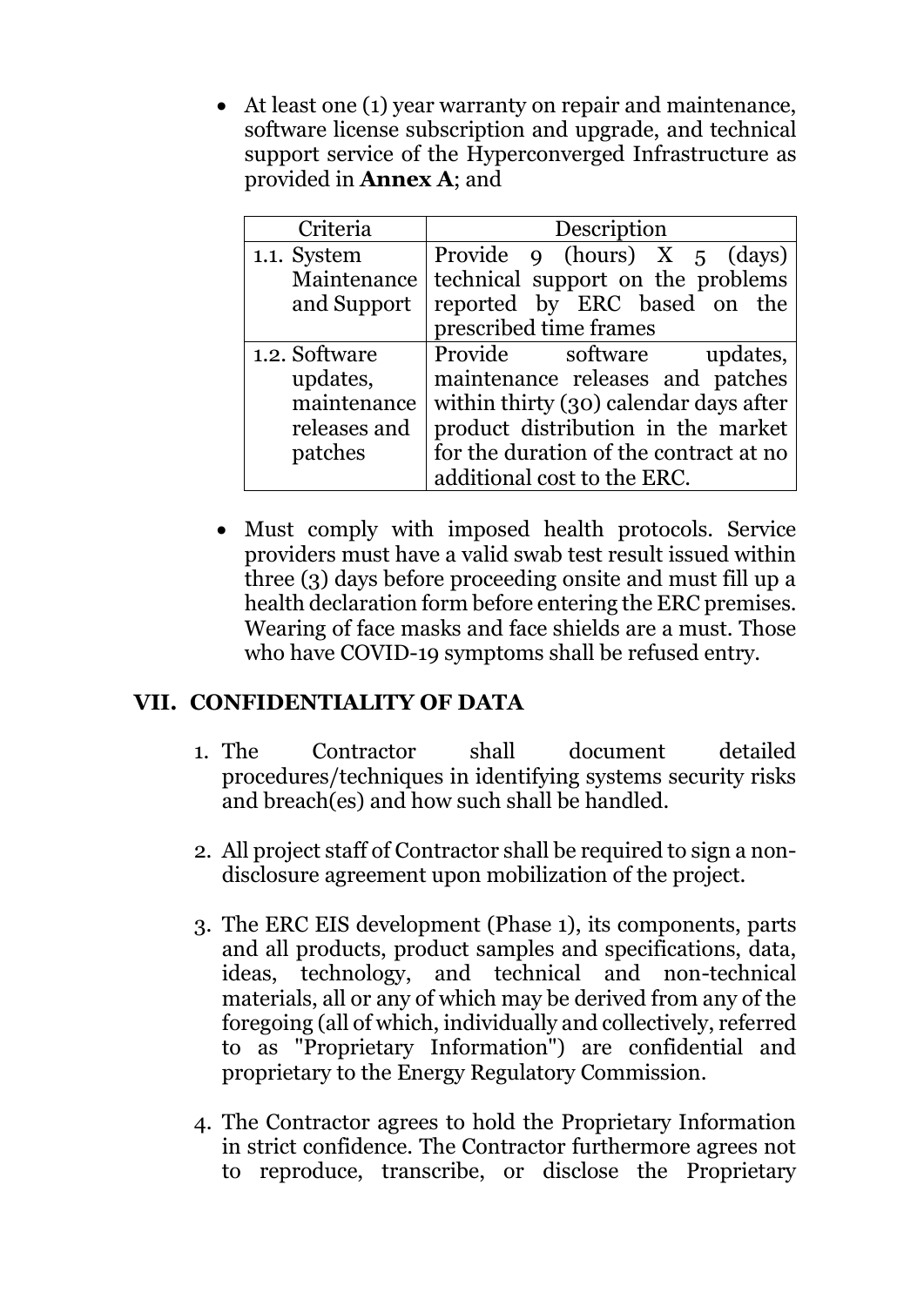- At least one (1) year warranty on repair and maintenance, software license subscription and upgrade, and technical support service of the Hyperconverged Infrastructure as provided in **Annex A**; and

| Criteria | Description |
|---|---|
| 1.1. System Maintenance and Support | Provide 9 (hours) X 5 (days) technical support on the problems reported by ERC based on the prescribed time frames |
| 1.2. Software updates, maintenance releases and patches | Provide software updates, maintenance releases and patches within thirty (30) calendar days after product distribution in the market for the duration of the contract at no additional cost to the ERC. |

- Must comply with imposed health protocols. Service providers must have a valid swab test result issued within three (3) days before proceeding onsite and must fill up a health declaration form before entering the ERC premises. Wearing of face masks and face shields are a must. Those who have COVID-19 symptoms shall be refused entry.

## VII. CONFIDENTIALITY OF DATA

1. The Contractor shall document detailed procedures/techniques in identifying systems security risks and breach(es) and how such shall be handled.

2. All project staff of Contractor shall be required to sign a non-disclosure agreement upon mobilization of the project.

3. The ERC EIS development (Phase 1), its components, parts and all products, product samples and specifications, data, ideas, technology, and technical and non-technical materials, all or any of which may be derived from any of the foregoing (all of which, individually and collectively, referred to as "Proprietary Information") are confidential and proprietary to the Energy Regulatory Commission.

4. The Contractor agrees to hold the Proprietary Information in strict confidence. The Contractor furthermore agrees not to reproduce, transcribe, or disclose the Proprietary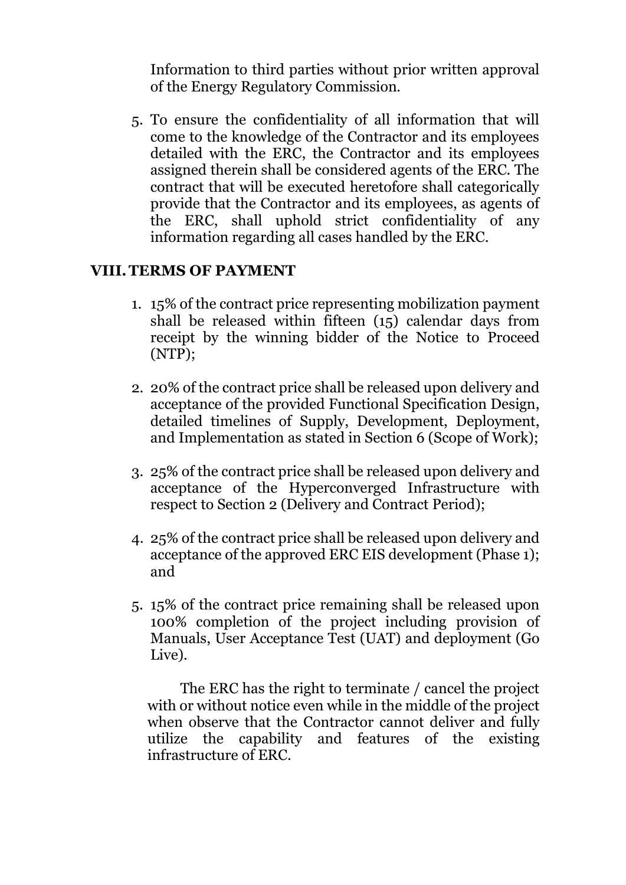Information to third parties without prior written approval of the Energy Regulatory Commission.

5. To ensure the confidentiality of all information that will come to the knowledge of the Contractor and its employees detailed with the ERC, the Contractor and its employees assigned therein shall be considered agents of the ERC. The contract that will be executed heretofore shall categorically provide that the Contractor and its employees, as agents of the ERC, shall uphold strict confidentiality of any information regarding all cases handled by the ERC.

## VIII. TERMS OF PAYMENT

1. 15% of the contract price representing mobilization payment shall be released within fifteen (15) calendar days from receipt by the winning bidder of the Notice to Proceed (NTP);

2. 20% of the contract price shall be released upon delivery and acceptance of the provided Functional Specification Design, detailed timelines of Supply, Development, Deployment, and Implementation as stated in Section 6 (Scope of Work);

3. 25% of the contract price shall be released upon delivery and acceptance of the Hyperconverged Infrastructure with respect to Section 2 (Delivery and Contract Period);

4. 25% of the contract price shall be released upon delivery and acceptance of the approved ERC EIS development (Phase 1); and

5. 15% of the contract price remaining shall be released upon 100% completion of the project including provision of Manuals, User Acceptance Test (UAT) and deployment (Go Live).

The ERC has the right to terminate / cancel the project with or without notice even while in the middle of the project when observe that the Contractor cannot deliver and fully utilize the capability and features of the existing infrastructure of ERC.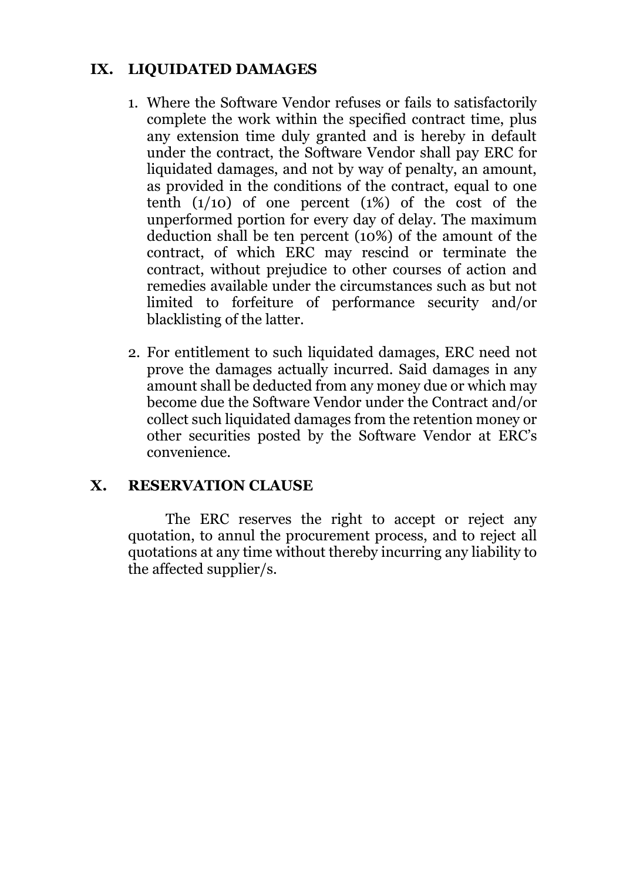## IX. LIQUIDATED DAMAGES

1. Where the Software Vendor refuses or fails to satisfactorily complete the work within the specified contract time, plus any extension time duly granted and is hereby in default under the contract, the Software Vendor shall pay ERC for liquidated damages, and not by way of penalty, an amount, as provided in the conditions of the contract, equal to one tenth (1/10) of one percent (1%) of the cost of the unperformed portion for every day of delay. The maximum deduction shall be ten percent (10%) of the amount of the contract, of which ERC may rescind or terminate the contract, without prejudice to other courses of action and remedies available under the circumstances such as but not limited to forfeiture of performance security and/or blacklisting of the latter.

2. For entitlement to such liquidated damages, ERC need not prove the damages actually incurred. Said damages in any amount shall be deducted from any money due or which may become due the Software Vendor under the Contract and/or collect such liquidated damages from the retention money or other securities posted by the Software Vendor at ERC's convenience.

## X. RESERVATION CLAUSE

The ERC reserves the right to accept or reject any quotation, to annul the procurement process, and to reject all quotations at any time without thereby incurring any liability to the affected supplier/s.